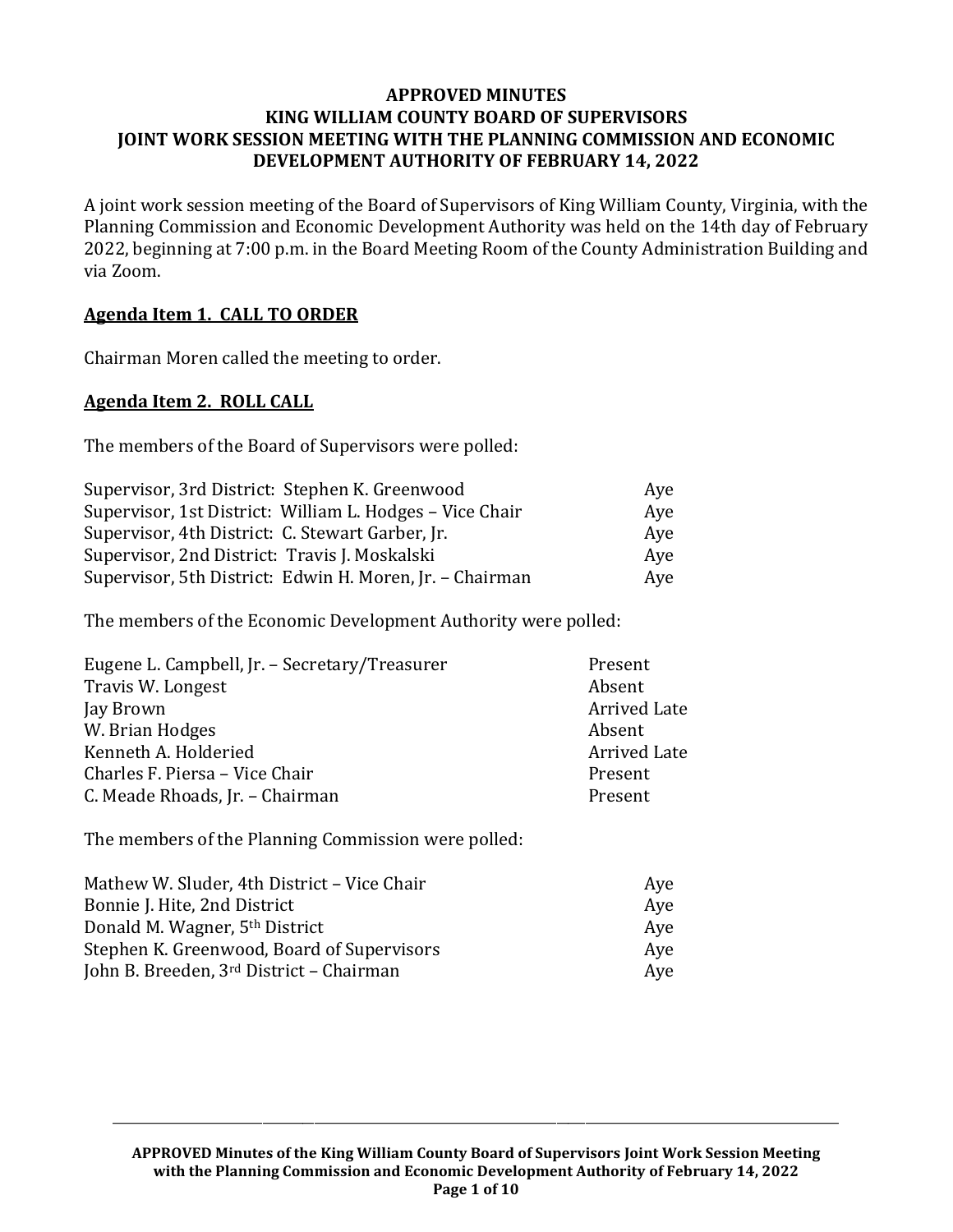# APPROVED MINUTES
# KING WILLIAM COUNTY BOARD OF SUPERVISORS
# JOINT WORK SESSION MEETING WITH THE PLANNING COMMISSION AND ECONOMIC DEVELOPMENT AUTHORITY OF FEBRUARY 14, 2022

A joint work session meeting of the Board of Supervisors of King William County, Virginia, with the Planning Commission and Economic Development Authority was held on the 14th day of February 2022, beginning at 7:00 p.m. in the Board Meeting Room of the County Administration Building and via Zoom.

## Agenda Item 1. CALL TO ORDER

Chairman Moren called the meeting to order.

## Agenda Item 2. ROLL CALL

The members of the Board of Supervisors were polled:

| | |
|---|---|
| Supervisor, 3rd District: Stephen K. Greenwood | Aye |
| Supervisor, 1st District: William L. Hodges – Vice Chair | Aye |
| Supervisor, 4th District: C. Stewart Garber, Jr. | Aye |
| Supervisor, 2nd District: Travis J. Moskalski | Aye |
| Supervisor, 5th District: Edwin H. Moren, Jr. – Chairman | Aye |

The members of the Economic Development Authority were polled:

| | |
|---|---|
| Eugene L. Campbell, Jr. – Secretary/Treasurer | Present |
| Travis W. Longest | Absent |
| Jay Brown | Arrived Late |
| W. Brian Hodges | Absent |
| Kenneth A. Holderied | Arrived Late |
| Charles F. Piersa – Vice Chair | Present |
| C. Meade Rhoads, Jr. – Chairman | Present |

The members of the Planning Commission were polled:

| | |
|---|---|
| Mathew W. Sluder, 4th District – Vice Chair | Aye |
| Bonnie J. Hite, 2nd District | Aye |
| Donald M. Wagner, 5th District | Aye |
| Stephen K. Greenwood, Board of Supervisors | Aye |
| John B. Breeden, 3rd District – Chairman | Aye |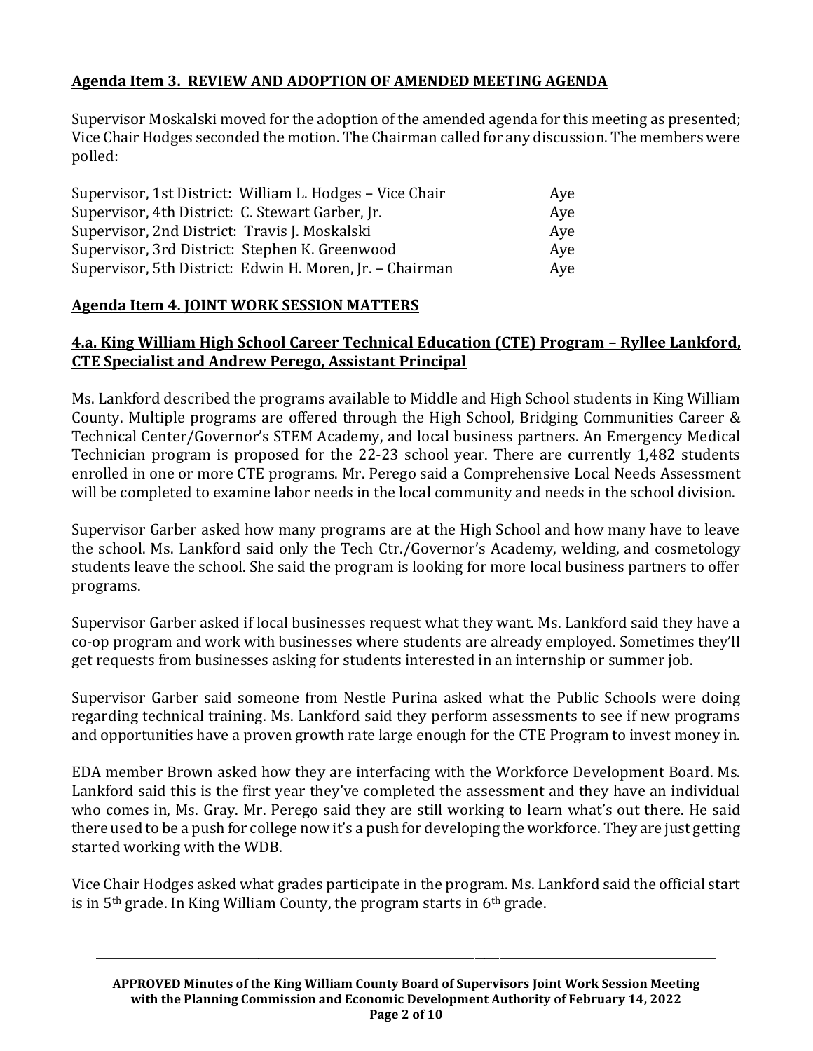**Agenda Item 3. REVIEW AND ADOPTION OF AMENDED MEETING AGENDA**

Supervisor Moskalski moved for the adoption of the amended agenda for this meeting as presented; Vice Chair Hodges seconded the motion. The Chairman called for any discussion. The members were polled:

| | |
|---|---|
| Supervisor, 1st District: William L. Hodges – Vice Chair | Aye |
| Supervisor, 4th District: C. Stewart Garber, Jr. | Aye |
| Supervisor, 2nd District: Travis J. Moskalski | Aye |
| Supervisor, 3rd District: Stephen K. Greenwood | Aye |
| Supervisor, 5th District: Edwin H. Moren, Jr. – Chairman | Aye |

**Agenda Item 4. JOINT WORK SESSION MATTERS**

**4.a. King William High School Career Technical Education (CTE) Program – Ryllee Lankford, CTE Specialist and Andrew Perego, Assistant Principal**

Ms. Lankford described the programs available to Middle and High School students in King William County. Multiple programs are offered through the High School, Bridging Communities Career & Technical Center/Governor's STEM Academy, and local business partners. An Emergency Medical Technician program is proposed for the 22-23 school year. There are currently 1,482 students enrolled in one or more CTE programs. Mr. Perego said a Comprehensive Local Needs Assessment will be completed to examine labor needs in the local community and needs in the school division.

Supervisor Garber asked how many programs are at the High School and how many have to leave the school. Ms. Lankford said only the Tech Ctr./Governor's Academy, welding, and cosmetology students leave the school. She said the program is looking for more local business partners to offer programs.

Supervisor Garber asked if local businesses request what they want. Ms. Lankford said they have a co-op program and work with businesses where students are already employed. Sometimes they'll get requests from businesses asking for students interested in an internship or summer job.

Supervisor Garber said someone from Nestle Purina asked what the Public Schools were doing regarding technical training. Ms. Lankford said they perform assessments to see if new programs and opportunities have a proven growth rate large enough for the CTE Program to invest money in.

EDA member Brown asked how they are interfacing with the Workforce Development Board. Ms. Lankford said this is the first year they've completed the assessment and they have an individual who comes in, Ms. Gray. Mr. Perego said they are still working to learn what's out there. He said there used to be a push for college now it's a push for developing the workforce. They are just getting started working with the WDB.

Vice Chair Hodges asked what grades participate in the program. Ms. Lankford said the official start is in 5th grade. In King William County, the program starts in 6th grade.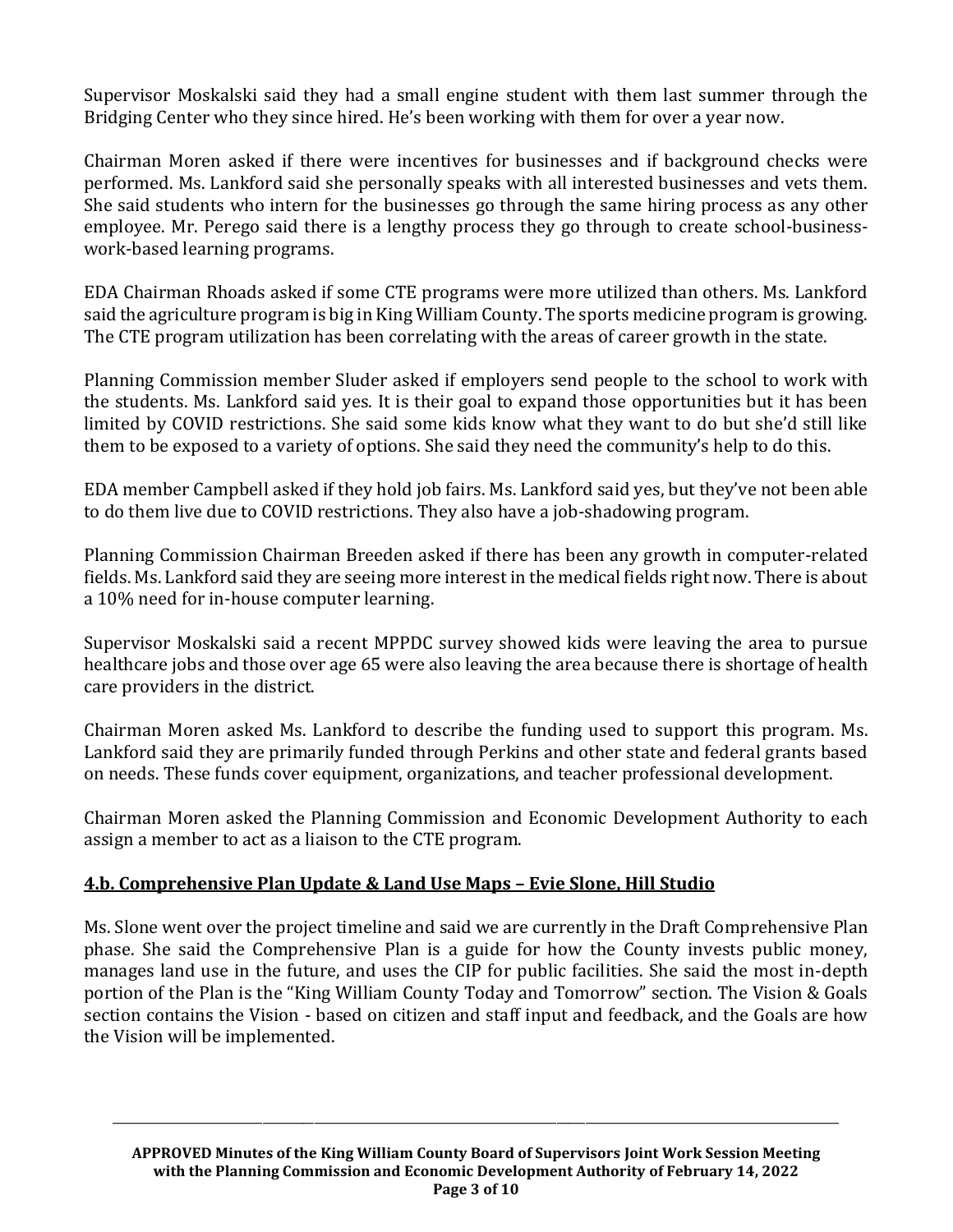Supervisor Moskalski said they had a small engine student with them last summer through the Bridging Center who they since hired. He's been working with them for over a year now.

Chairman Moren asked if there were incentives for businesses and if background checks were performed. Ms. Lankford said she personally speaks with all interested businesses and vets them. She said students who intern for the businesses go through the same hiring process as any other employee. Mr. Perego said there is a lengthy process they go through to create school-business-work-based learning programs.

EDA Chairman Rhoads asked if some CTE programs were more utilized than others. Ms. Lankford said the agriculture program is big in King William County. The sports medicine program is growing. The CTE program utilization has been correlating with the areas of career growth in the state.

Planning Commission member Sluder asked if employers send people to the school to work with the students. Ms. Lankford said yes. It is their goal to expand those opportunities but it has been limited by COVID restrictions. She said some kids know what they want to do but she'd still like them to be exposed to a variety of options. She said they need the community's help to do this.

EDA member Campbell asked if they hold job fairs. Ms. Lankford said yes, but they've not been able to do them live due to COVID restrictions. They also have a job-shadowing program.

Planning Commission Chairman Breeden asked if there has been any growth in computer-related fields. Ms. Lankford said they are seeing more interest in the medical fields right now. There is about a 10% need for in-house computer learning.

Supervisor Moskalski said a recent MPPDC survey showed kids were leaving the area to pursue healthcare jobs and those over age 65 were also leaving the area because there is shortage of health care providers in the district.

Chairman Moren asked Ms. Lankford to describe the funding used to support this program. Ms. Lankford said they are primarily funded through Perkins and other state and federal grants based on needs. These funds cover equipment, organizations, and teacher professional development.

Chairman Moren asked the Planning Commission and Economic Development Authority to each assign a member to act as a liaison to the CTE program.

**4.b. Comprehensive Plan Update & Land Use Maps – Evie Slone, Hill Studio**

Ms. Slone went over the project timeline and said we are currently in the Draft Comprehensive Plan phase. She said the Comprehensive Plan is a guide for how the County invests public money, manages land use in the future, and uses the CIP for public facilities. She said the most in-depth portion of the Plan is the "King William County Today and Tomorrow" section. The Vision & Goals section contains the Vision - based on citizen and staff input and feedback, and the Goals are how the Vision will be implemented.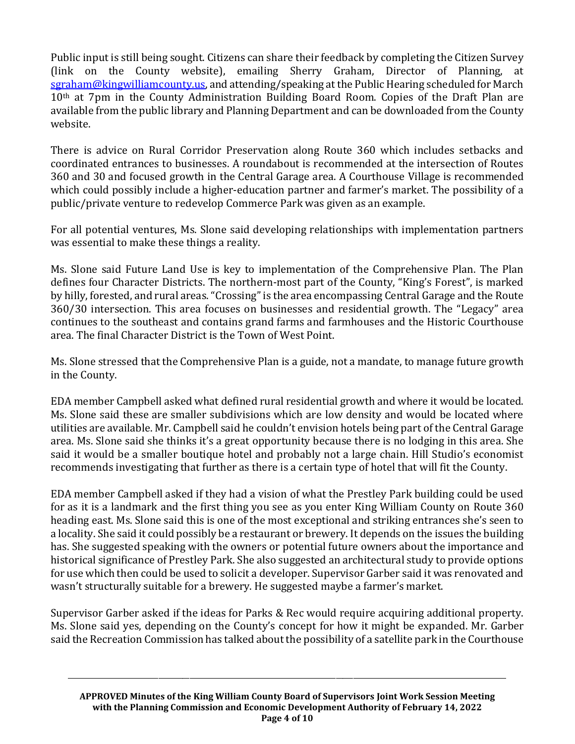Public input is still being sought. Citizens can share their feedback by completing the Citizen Survey (link on the County website), emailing Sherry Graham, Director of Planning, at sgraham@kingwilliamcounty.us, and attending/speaking at the Public Hearing scheduled for March 10th at 7pm in the County Administration Building Board Room. Copies of the Draft Plan are available from the public library and Planning Department and can be downloaded from the County website.

There is advice on Rural Corridor Preservation along Route 360 which includes setbacks and coordinated entrances to businesses. A roundabout is recommended at the intersection of Routes 360 and 30 and focused growth in the Central Garage area. A Courthouse Village is recommended which could possibly include a higher-education partner and farmer's market. The possibility of a public/private venture to redevelop Commerce Park was given as an example.

For all potential ventures, Ms. Slone said developing relationships with implementation partners was essential to make these things a reality.

Ms. Slone said Future Land Use is key to implementation of the Comprehensive Plan. The Plan defines four Character Districts. The northern-most part of the County, "King's Forest", is marked by hilly, forested, and rural areas. "Crossing" is the area encompassing Central Garage and the Route 360/30 intersection. This area focuses on businesses and residential growth. The "Legacy" area continues to the southeast and contains grand farms and farmhouses and the Historic Courthouse area. The final Character District is the Town of West Point.

Ms. Slone stressed that the Comprehensive Plan is a guide, not a mandate, to manage future growth in the County.

EDA member Campbell asked what defined rural residential growth and where it would be located. Ms. Slone said these are smaller subdivisions which are low density and would be located where utilities are available. Mr. Campbell said he couldn't envision hotels being part of the Central Garage area. Ms. Slone said she thinks it's a great opportunity because there is no lodging in this area. She said it would be a smaller boutique hotel and probably not a large chain. Hill Studio's economist recommends investigating that further as there is a certain type of hotel that will fit the County.

EDA member Campbell asked if they had a vision of what the Prestley Park building could be used for as it is a landmark and the first thing you see as you enter King William County on Route 360 heading east. Ms. Slone said this is one of the most exceptional and striking entrances she's seen to a locality. She said it could possibly be a restaurant or brewery. It depends on the issues the building has. She suggested speaking with the owners or potential future owners about the importance and historical significance of Prestley Park. She also suggested an architectural study to provide options for use which then could be used to solicit a developer. Supervisor Garber said it was renovated and wasn't structurally suitable for a brewery. He suggested maybe a farmer's market.

Supervisor Garber asked if the ideas for Parks & Rec would require acquiring additional property. Ms. Slone said yes, depending on the County's concept for how it might be expanded. Mr. Garber said the Recreation Commission has talked about the possibility of a satellite park in the Courthouse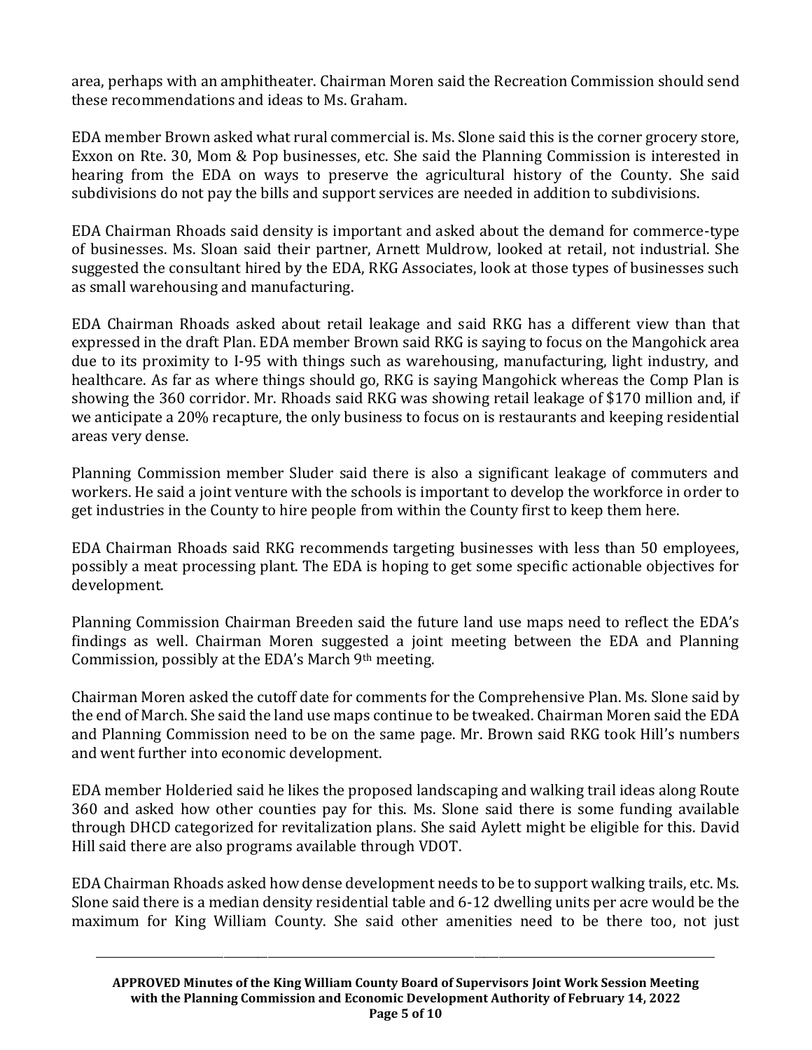area, perhaps with an amphitheater. Chairman Moren said the Recreation Commission should send these recommendations and ideas to Ms. Graham.

EDA member Brown asked what rural commercial is. Ms. Slone said this is the corner grocery store, Exxon on Rte. 30, Mom & Pop businesses, etc. She said the Planning Commission is interested in hearing from the EDA on ways to preserve the agricultural history of the County. She said subdivisions do not pay the bills and support services are needed in addition to subdivisions.

EDA Chairman Rhoads said density is important and asked about the demand for commerce-type of businesses. Ms. Sloan said their partner, Arnett Muldrow, looked at retail, not industrial. She suggested the consultant hired by the EDA, RKG Associates, look at those types of businesses such as small warehousing and manufacturing.

EDA Chairman Rhoads asked about retail leakage and said RKG has a different view than that expressed in the draft Plan. EDA member Brown said RKG is saying to focus on the Mangohick area due to its proximity to I-95 with things such as warehousing, manufacturing, light industry, and healthcare. As far as where things should go, RKG is saying Mangohick whereas the Comp Plan is showing the 360 corridor. Mr. Rhoads said RKG was showing retail leakage of $170 million and, if we anticipate a 20% recapture, the only business to focus on is restaurants and keeping residential areas very dense.

Planning Commission member Sluder said there is also a significant leakage of commuters and workers. He said a joint venture with the schools is important to develop the workforce in order to get industries in the County to hire people from within the County first to keep them here.

EDA Chairman Rhoads said RKG recommends targeting businesses with less than 50 employees, possibly a meat processing plant. The EDA is hoping to get some specific actionable objectives for development.

Planning Commission Chairman Breeden said the future land use maps need to reflect the EDA's findings as well. Chairman Moren suggested a joint meeting between the EDA and Planning Commission, possibly at the EDA's March 9th meeting.

Chairman Moren asked the cutoff date for comments for the Comprehensive Plan. Ms. Slone said by the end of March. She said the land use maps continue to be tweaked. Chairman Moren said the EDA and Planning Commission need to be on the same page. Mr. Brown said RKG took Hill's numbers and went further into economic development.

EDA member Holderied said he likes the proposed landscaping and walking trail ideas along Route 360 and asked how other counties pay for this. Ms. Slone said there is some funding available through DHCD categorized for revitalization plans. She said Aylett might be eligible for this. David Hill said there are also programs available through VDOT.

EDA Chairman Rhoads asked how dense development needs to be to support walking trails, etc. Ms. Slone said there is a median density residential table and 6-12 dwelling units per acre would be the maximum for King William County. She said other amenities need to be there too, not just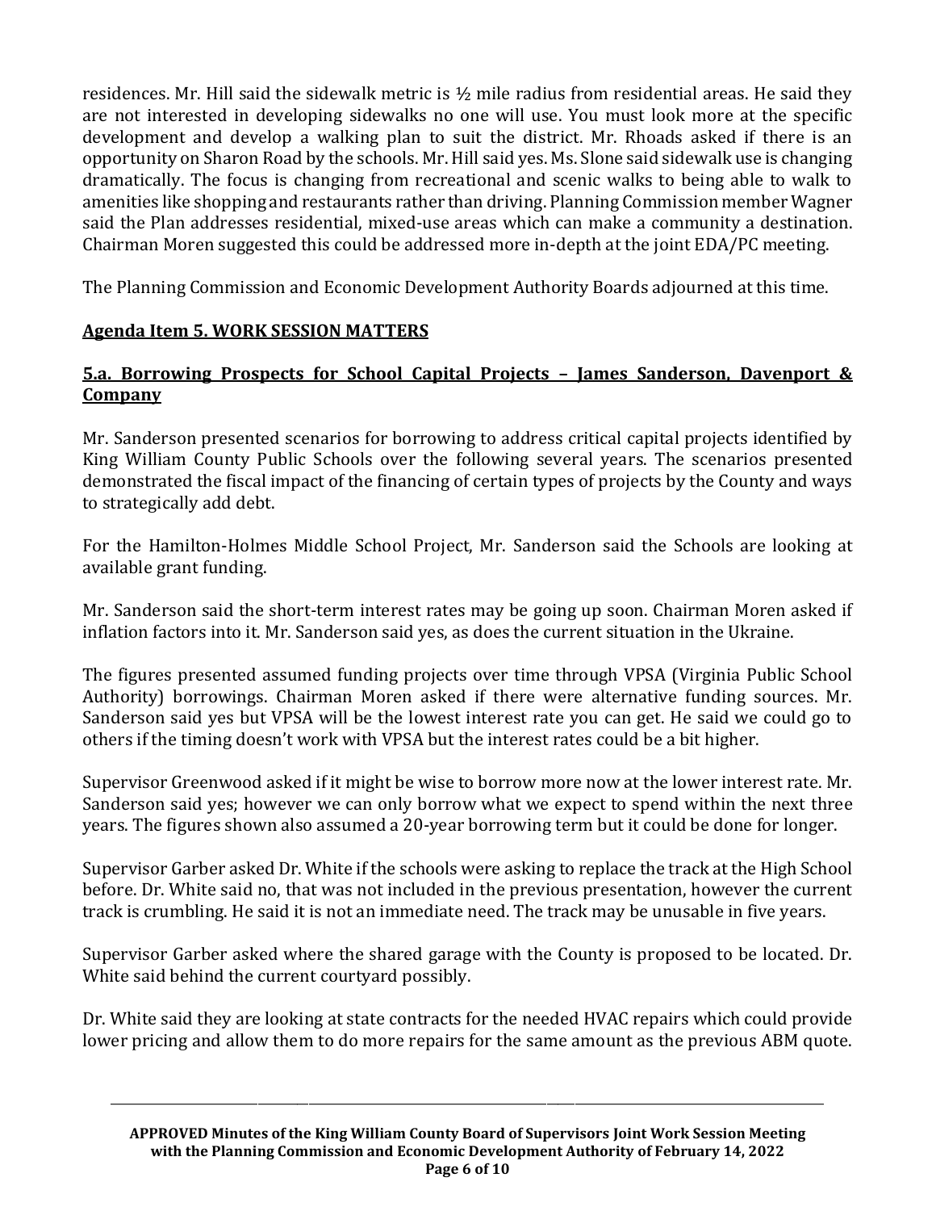residences. Mr. Hill said the sidewalk metric is ½ mile radius from residential areas. He said they are not interested in developing sidewalks no one will use. You must look more at the specific development and develop a walking plan to suit the district. Mr. Rhoads asked if there is an opportunity on Sharon Road by the schools. Mr. Hill said yes. Ms. Slone said sidewalk use is changing dramatically. The focus is changing from recreational and scenic walks to being able to walk to amenities like shopping and restaurants rather than driving. Planning Commission member Wagner said the Plan addresses residential, mixed-use areas which can make a community a destination. Chairman Moren suggested this could be addressed more in-depth at the joint EDA/PC meeting.

The Planning Commission and Economic Development Authority Boards adjourned at this time.

## Agenda Item 5. WORK SESSION MATTERS

### 5.a. Borrowing Prospects for School Capital Projects – James Sanderson, Davenport & Company

Mr. Sanderson presented scenarios for borrowing to address critical capital projects identified by King William County Public Schools over the following several years. The scenarios presented demonstrated the fiscal impact of the financing of certain types of projects by the County and ways to strategically add debt.

For the Hamilton-Holmes Middle School Project, Mr. Sanderson said the Schools are looking at available grant funding.

Mr. Sanderson said the short-term interest rates may be going up soon. Chairman Moren asked if inflation factors into it. Mr. Sanderson said yes, as does the current situation in the Ukraine.

The figures presented assumed funding projects over time through VPSA (Virginia Public School Authority) borrowings. Chairman Moren asked if there were alternative funding sources. Mr. Sanderson said yes but VPSA will be the lowest interest rate you can get. He said we could go to others if the timing doesn't work with VPSA but the interest rates could be a bit higher.

Supervisor Greenwood asked if it might be wise to borrow more now at the lower interest rate. Mr. Sanderson said yes; however we can only borrow what we expect to spend within the next three years. The figures shown also assumed a 20-year borrowing term but it could be done for longer.

Supervisor Garber asked Dr. White if the schools were asking to replace the track at the High School before. Dr. White said no, that was not included in the previous presentation, however the current track is crumbling. He said it is not an immediate need. The track may be unusable in five years.

Supervisor Garber asked where the shared garage with the County is proposed to be located. Dr. White said behind the current courtyard possibly.

Dr. White said they are looking at state contracts for the needed HVAC repairs which could provide lower pricing and allow them to do more repairs for the same amount as the previous ABM quote.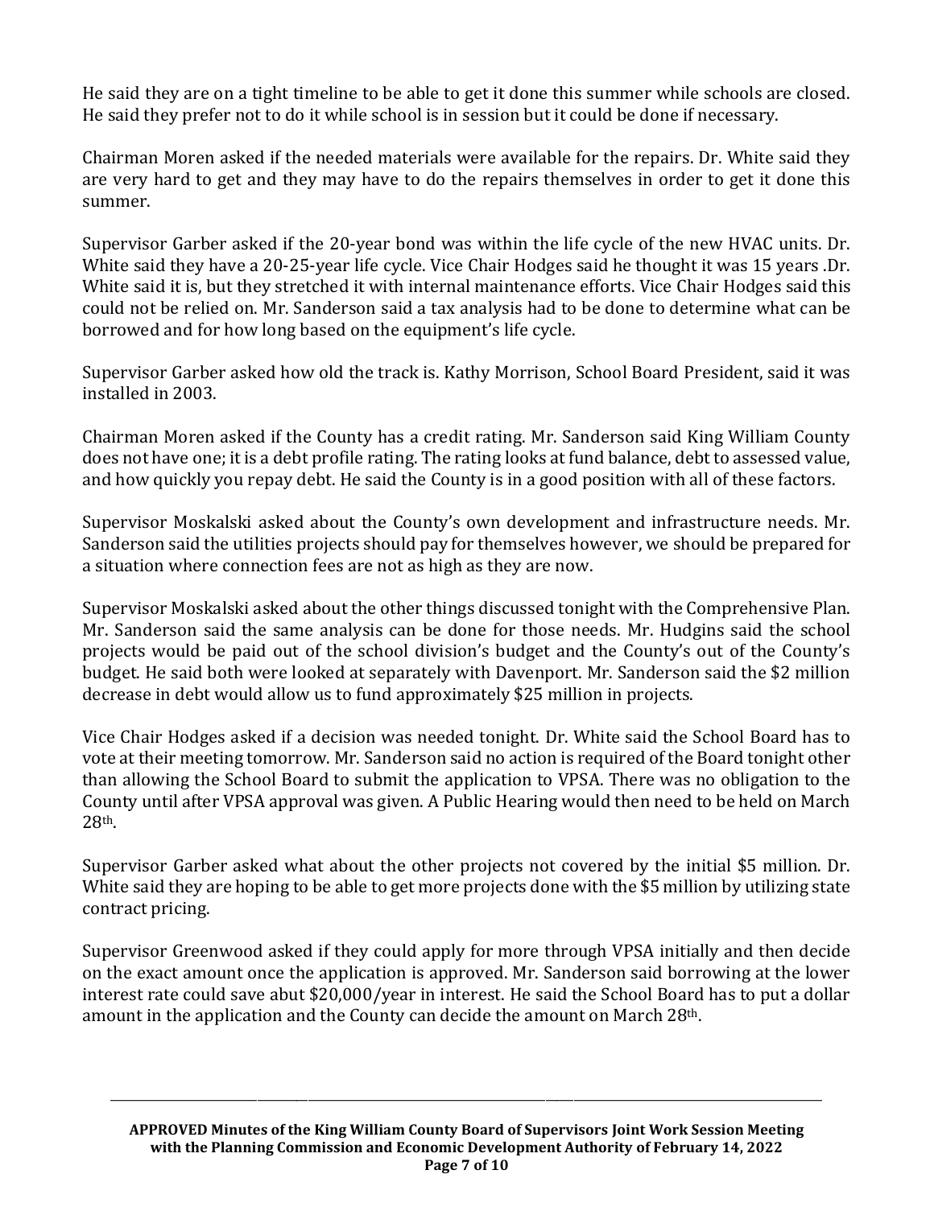He said they are on a tight timeline to be able to get it done this summer while schools are closed. He said they prefer not to do it while school is in session but it could be done if necessary.

Chairman Moren asked if the needed materials were available for the repairs. Dr. White said they are very hard to get and they may have to do the repairs themselves in order to get it done this summer.

Supervisor Garber asked if the 20-year bond was within the life cycle of the new HVAC units. Dr. White said they have a 20-25-year life cycle. Vice Chair Hodges said he thought it was 15 years .Dr. White said it is, but they stretched it with internal maintenance efforts. Vice Chair Hodges said this could not be relied on. Mr. Sanderson said a tax analysis had to be done to determine what can be borrowed and for how long based on the equipment's life cycle.

Supervisor Garber asked how old the track is. Kathy Morrison, School Board President, said it was installed in 2003.

Chairman Moren asked if the County has a credit rating. Mr. Sanderson said King William County does not have one; it is a debt profile rating. The rating looks at fund balance, debt to assessed value, and how quickly you repay debt. He said the County is in a good position with all of these factors.

Supervisor Moskalski asked about the County's own development and infrastructure needs. Mr. Sanderson said the utilities projects should pay for themselves however, we should be prepared for a situation where connection fees are not as high as they are now.

Supervisor Moskalski asked about the other things discussed tonight with the Comprehensive Plan. Mr. Sanderson said the same analysis can be done for those needs. Mr. Hudgins said the school projects would be paid out of the school division's budget and the County's out of the County's budget. He said both were looked at separately with Davenport. Mr. Sanderson said the $2 million decrease in debt would allow us to fund approximately $25 million in projects.

Vice Chair Hodges asked if a decision was needed tonight. Dr. White said the School Board has to vote at their meeting tomorrow. Mr. Sanderson said no action is required of the Board tonight other than allowing the School Board to submit the application to VPSA. There was no obligation to the County until after VPSA approval was given. A Public Hearing would then need to be held on March 28th.

Supervisor Garber asked what about the other projects not covered by the initial $5 million. Dr. White said they are hoping to be able to get more projects done with the $5 million by utilizing state contract pricing.

Supervisor Greenwood asked if they could apply for more through VPSA initially and then decide on the exact amount once the application is approved. Mr. Sanderson said borrowing at the lower interest rate could save abut $20,000/year in interest. He said the School Board has to put a dollar amount in the application and the County can decide the amount on March 28th.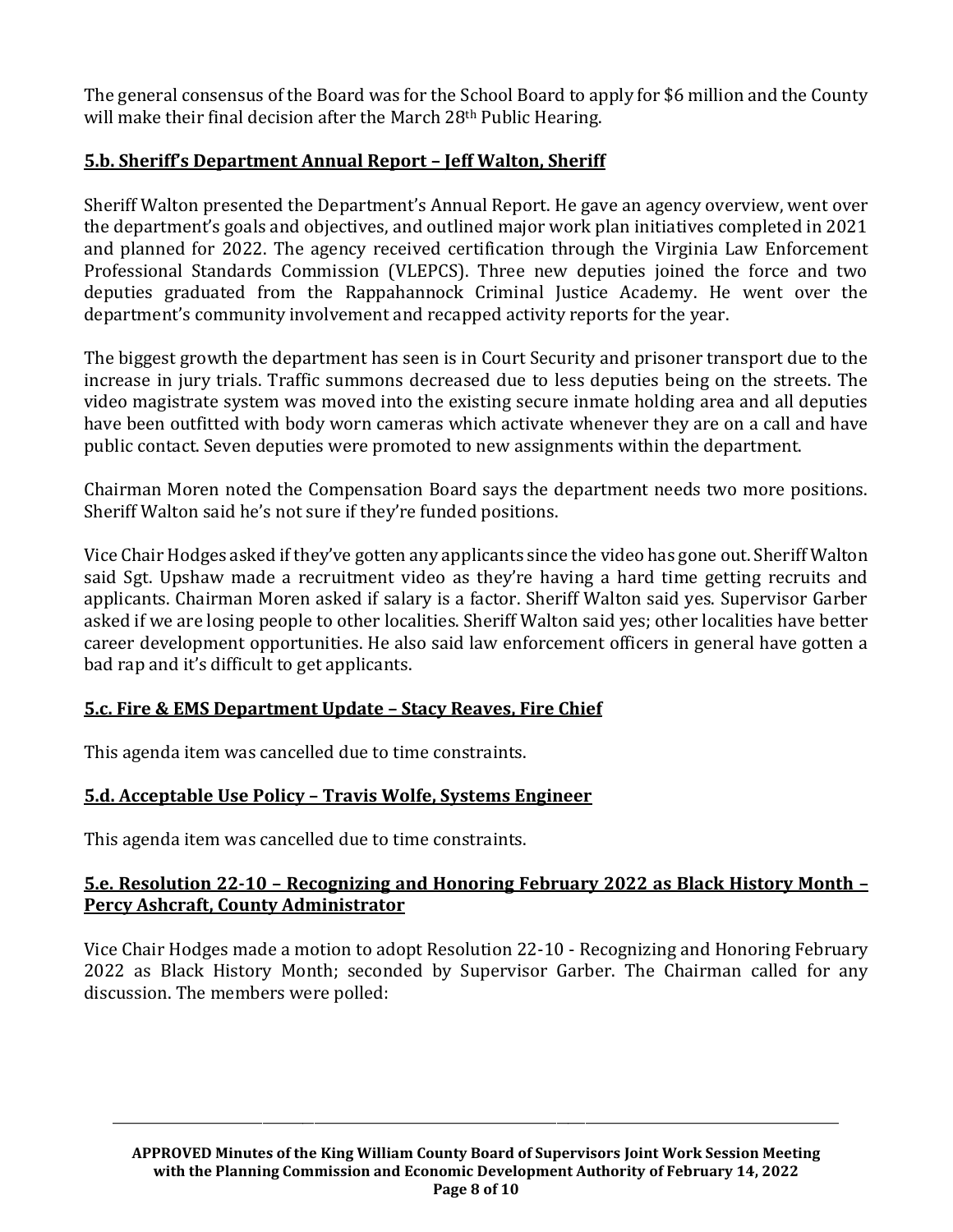The general consensus of the Board was for the School Board to apply for $6 million and the County will make their final decision after the March 28th Public Hearing.

**5.b. Sheriff's Department Annual Report – Jeff Walton, Sheriff**

Sheriff Walton presented the Department's Annual Report. He gave an agency overview, went over the department's goals and objectives, and outlined major work plan initiatives completed in 2021 and planned for 2022. The agency received certification through the Virginia Law Enforcement Professional Standards Commission (VLEPCS). Three new deputies joined the force and two deputies graduated from the Rappahannock Criminal Justice Academy. He went over the department's community involvement and recapped activity reports for the year.

The biggest growth the department has seen is in Court Security and prisoner transport due to the increase in jury trials. Traffic summons decreased due to less deputies being on the streets. The video magistrate system was moved into the existing secure inmate holding area and all deputies have been outfitted with body worn cameras which activate whenever they are on a call and have public contact. Seven deputies were promoted to new assignments within the department.

Chairman Moren noted the Compensation Board says the department needs two more positions. Sheriff Walton said he's not sure if they're funded positions.

Vice Chair Hodges asked if they've gotten any applicants since the video has gone out. Sheriff Walton said Sgt. Upshaw made a recruitment video as they're having a hard time getting recruits and applicants. Chairman Moren asked if salary is a factor. Sheriff Walton said yes. Supervisor Garber asked if we are losing people to other localities. Sheriff Walton said yes; other localities have better career development opportunities. He also said law enforcement officers in general have gotten a bad rap and it's difficult to get applicants.

**5.c. Fire & EMS Department Update – Stacy Reaves, Fire Chief**

This agenda item was cancelled due to time constraints.

**5.d. Acceptable Use Policy – Travis Wolfe, Systems Engineer**

This agenda item was cancelled due to time constraints.

**5.e. Resolution 22-10 – Recognizing and Honoring February 2022 as Black History Month – Percy Ashcraft, County Administrator**

Vice Chair Hodges made a motion to adopt Resolution 22-10 - Recognizing and Honoring February 2022 as Black History Month; seconded by Supervisor Garber. The Chairman called for any discussion. The members were polled: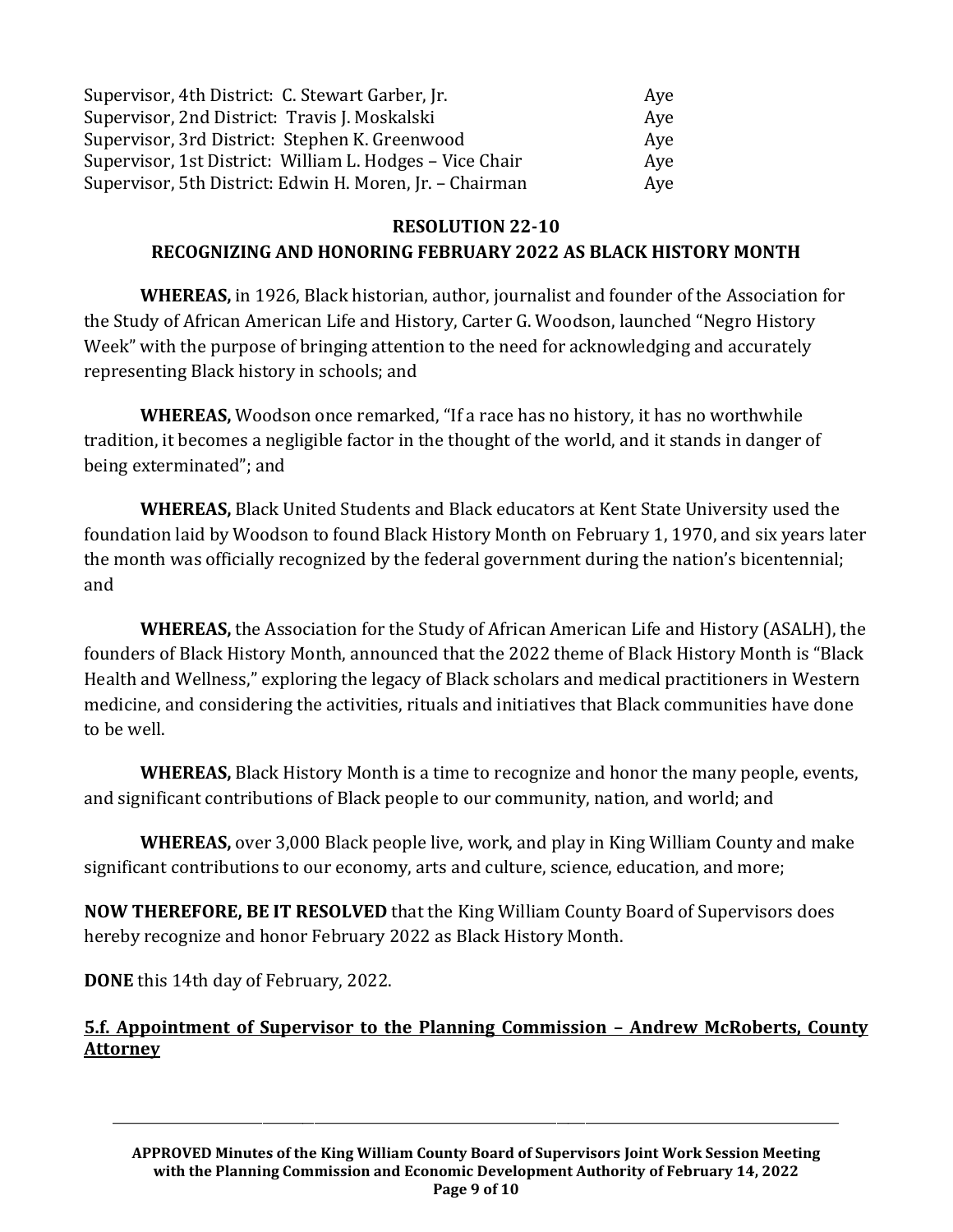| | |
|---|---|
| Supervisor, 4th District: C. Stewart Garber, Jr. | Aye |
| Supervisor, 2nd District: Travis J. Moskalski | Aye |
| Supervisor, 3rd District: Stephen K. Greenwood | Aye |
| Supervisor, 1st District: William L. Hodges – Vice Chair | Aye |
| Supervisor, 5th District: Edwin H. Moren, Jr. – Chairman | Aye |

**RESOLUTION 22-10**
**RECOGNIZING AND HONORING FEBRUARY 2022 AS BLACK HISTORY MONTH**

**WHEREAS,** in 1926, Black historian, author, journalist and founder of the Association for the Study of African American Life and History, Carter G. Woodson, launched "Negro History Week" with the purpose of bringing attention to the need for acknowledging and accurately representing Black history in schools; and

**WHEREAS,** Woodson once remarked, "If a race has no history, it has no worthwhile tradition, it becomes a negligible factor in the thought of the world, and it stands in danger of being exterminated"; and

**WHEREAS,** Black United Students and Black educators at Kent State University used the foundation laid by Woodson to found Black History Month on February 1, 1970, and six years later the month was officially recognized by the federal government during the nation's bicentennial; and

**WHEREAS,** the Association for the Study of African American Life and History (ASALH), the founders of Black History Month, announced that the 2022 theme of Black History Month is "Black Health and Wellness," exploring the legacy of Black scholars and medical practitioners in Western medicine, and considering the activities, rituals and initiatives that Black communities have done to be well.

**WHEREAS,** Black History Month is a time to recognize and honor the many people, events, and significant contributions of Black people to our community, nation, and world; and

**WHEREAS,** over 3,000 Black people live, work, and play in King William County and make significant contributions to our economy, arts and culture, science, education, and more;

**NOW THEREFORE, BE IT RESOLVED** that the King William County Board of Supervisors does hereby recognize and honor February 2022 as Black History Month.

**DONE** this 14th day of February, 2022.

**5.f. Appointment of Supervisor to the Planning Commission – Andrew McRoberts, County Attorney**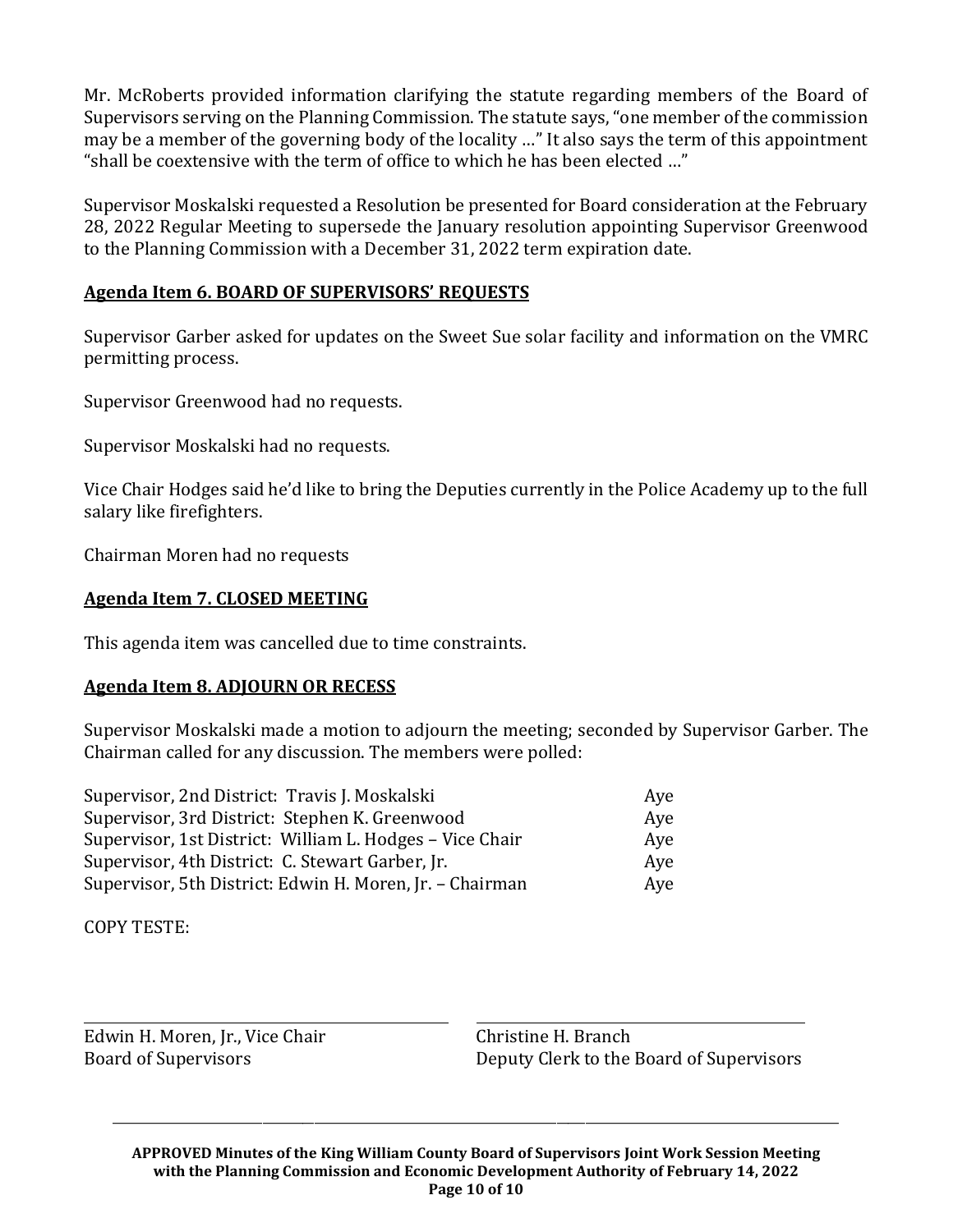Mr. McRoberts provided information clarifying the statute regarding members of the Board of Supervisors serving on the Planning Commission. The statute says, "one member of the commission may be a member of the governing body of the locality …" It also says the term of this appointment "shall be coextensive with the term of office to which he has been elected …"

Supervisor Moskalski requested a Resolution be presented for Board consideration at the February 28, 2022 Regular Meeting to supersede the January resolution appointing Supervisor Greenwood to the Planning Commission with a December 31, 2022 term expiration date.

**Agenda Item 6. BOARD OF SUPERVISORS' REQUESTS**

Supervisor Garber asked for updates on the Sweet Sue solar facility and information on the VMRC permitting process.

Supervisor Greenwood had no requests.

Supervisor Moskalski had no requests.

Vice Chair Hodges said he'd like to bring the Deputies currently in the Police Academy up to the full salary like firefighters.

Chairman Moren had no requests

**Agenda Item 7. CLOSED MEETING**

This agenda item was cancelled due to time constraints.

**Agenda Item 8. ADJOURN OR RECESS**

Supervisor Moskalski made a motion to adjourn the meeting; seconded by Supervisor Garber. The Chairman called for any discussion. The members were polled:

| | |
|---|---|
| Supervisor, 2nd District: Travis J. Moskalski | Aye |
| Supervisor, 3rd District: Stephen K. Greenwood | Aye |
| Supervisor, 1st District: William L. Hodges – Vice Chair | Aye |
| Supervisor, 4th District: C. Stewart Garber, Jr. | Aye |
| Supervisor, 5th District: Edwin H. Moren, Jr. – Chairman | Aye |

COPY TESTE:

| | |
|---|---|
| Edwin H. Moren, Jr., Vice Chair | Christine H. Branch |
| Board of Supervisors | Deputy Clerk to the Board of Supervisors |

**APPROVED Minutes of the King William County Board of Supervisors Joint Work Session Meeting with the Planning Commission and Economic Development Authority of February 14, 2022**